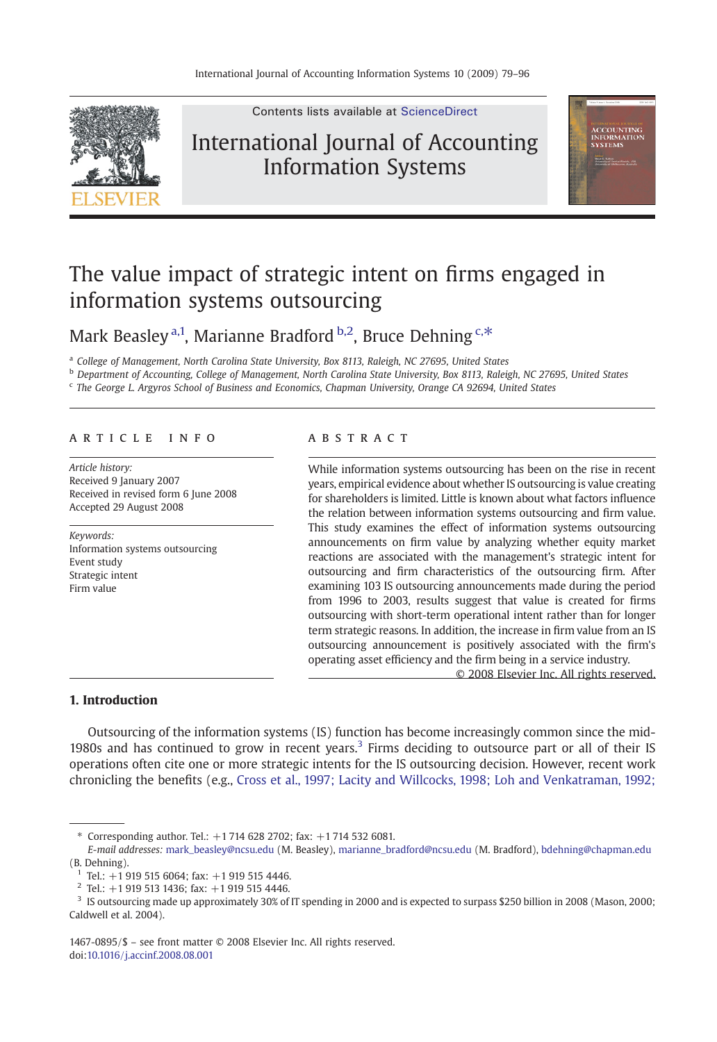# The value impact of strategic intent on firms engaged in information systems outsourcing

Mark Beasley [a,1], Marianne Bradford [b,2], Bruce Dehning [c,*]

[a] College of Management, North Carolina State University, Box 8113, Raleigh, NC 27695, United States

[b] Department of Accounting, College of Management, North Carolina State University, Box 8113, Raleigh, NC 27695, United States

[c] The George L. Argyros School of Business and Economics, Chapman University, Orange CA 92694, United States

## ARTICLE INFO

*Article history:*
Received 9 January 2007
Received in revised form 6 June 2008
Accepted 29 August 2008

*Keywords:*
Information systems outsourcing
Event study
Strategic intent
Firm value

## ABSTRACT

While information systems outsourcing has been on the rise in recent years, empirical evidence about whether IS outsourcing is value creating for shareholders is limited. Little is known about what factors influence the relation between information systems outsourcing and firm value. This study examines the effect of information systems outsourcing announcements on firm value by analyzing whether equity market reactions are associated with the management's strategic intent for outsourcing and firm characteristics of the outsourcing firm. After examining 103 IS outsourcing announcements made during the period from 1996 to 2003, results suggest that value is created for firms outsourcing with short-term operational intent rather than for longer term strategic reasons. In addition, the increase in firm value from an IS outsourcing announcement is positively associated with the firm's operating asset efficiency and the firm being in a service industry.

© 2008 Elsevier Inc. All rights reserved.

## 1. Introduction

Outsourcing of the information systems (IS) function has become increasingly common since the mid-1980s and has continued to grow in recent years.[3] Firms deciding to outsource part or all of their IS operations often cite one or more strategic intents for the IS outsourcing decision. However, recent work chronicling the benefits (e.g., Cross et al., 1997; Lacity and Willcocks, 1998; Loh and Venkatraman, 1992;

---

* Corresponding author. Tel.: +1 714 628 2702; fax: +1 714 532 6081.
*E-mail addresses:* mark_beasley@ncsu.edu (M. Beasley), marianne_bradford@ncsu.edu (M. Bradford), bdehning@chapman.edu (B. Dehning).

[1] Tel.: +1 919 515 6064; fax: +1 919 515 4446.

[2] Tel.: +1 919 513 1436; fax: +1 919 515 4446.

[3] IS outsourcing made up approximately 30% of IT spending in 2000 and is expected to surpass $250 billion in 2008 (Mason, 2000; Caldwell et al. 2004).

1467-0895/$ – see front matter © 2008 Elsevier Inc. All rights reserved.
doi:10.1016/j.accinf.2008.08.001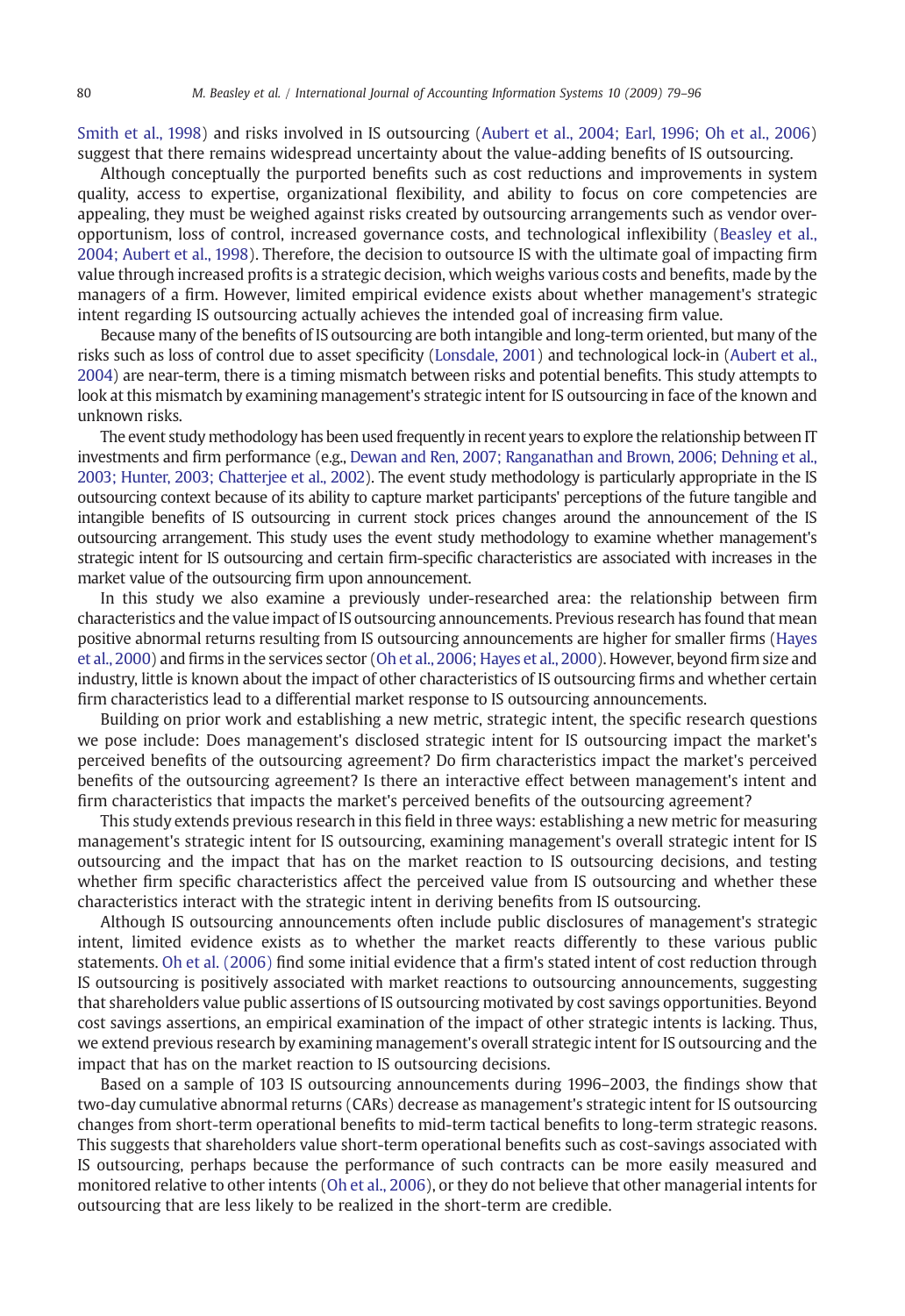Smith et al., 1998) and risks involved in IS outsourcing (Aubert et al., 2004; Earl, 1996; Oh et al., 2006) suggest that there remains widespread uncertainty about the value-adding benefits of IS outsourcing.

Although conceptually the purported benefits such as cost reductions and improvements in system quality, access to expertise, organizational flexibility, and ability to focus on core competencies are appealing, they must be weighed against risks created by outsourcing arrangements such as vendor over-opportunism, loss of control, increased governance costs, and technological inflexibility (Beasley et al., 2004; Aubert et al., 1998). Therefore, the decision to outsource IS with the ultimate goal of impacting firm value through increased profits is a strategic decision, which weighs various costs and benefits, made by the managers of a firm. However, limited empirical evidence exists about whether management's strategic intent regarding IS outsourcing actually achieves the intended goal of increasing firm value.

Because many of the benefits of IS outsourcing are both intangible and long-term oriented, but many of the risks such as loss of control due to asset specificity (Lonsdale, 2001) and technological lock-in (Aubert et al., 2004) are near-term, there is a timing mismatch between risks and potential benefits. This study attempts to look at this mismatch by examining management's strategic intent for IS outsourcing in face of the known and unknown risks.

The event study methodology has been used frequently in recent years to explore the relationship between IT investments and firm performance (e.g., Dewan and Ren, 2007; Ranganathan and Brown, 2006; Dehning et al., 2003; Hunter, 2003; Chatterjee et al., 2002). The event study methodology is particularly appropriate in the IS outsourcing context because of its ability to capture market participants' perceptions of the future tangible and intangible benefits of IS outsourcing in current stock prices changes around the announcement of the IS outsourcing arrangement. This study uses the event study methodology to examine whether management's strategic intent for IS outsourcing and certain firm-specific characteristics are associated with increases in the market value of the outsourcing firm upon announcement.

In this study we also examine a previously under-researched area: the relationship between firm characteristics and the value impact of IS outsourcing announcements. Previous research has found that mean positive abnormal returns resulting from IS outsourcing announcements are higher for smaller firms (Hayes et al., 2000) and firms in the services sector (Oh et al., 2006; Hayes et al., 2000). However, beyond firm size and industry, little is known about the impact of other characteristics of IS outsourcing firms and whether certain firm characteristics lead to a differential market response to IS outsourcing announcements.

Building on prior work and establishing a new metric, strategic intent, the specific research questions we pose include: Does management's disclosed strategic intent for IS outsourcing impact the market's perceived benefits of the outsourcing agreement? Do firm characteristics impact the market's perceived benefits of the outsourcing agreement? Is there an interactive effect between management's intent and firm characteristics that impacts the market's perceived benefits of the outsourcing agreement?

This study extends previous research in this field in three ways: establishing a new metric for measuring management's strategic intent for IS outsourcing, examining management's overall strategic intent for IS outsourcing and the impact that has on the market reaction to IS outsourcing decisions, and testing whether firm specific characteristics affect the perceived value from IS outsourcing and whether these characteristics interact with the strategic intent in deriving benefits from IS outsourcing.

Although IS outsourcing announcements often include public disclosures of management's strategic intent, limited evidence exists as to whether the market reacts differently to these various public statements. Oh et al. (2006) find some initial evidence that a firm's stated intent of cost reduction through IS outsourcing is positively associated with market reactions to outsourcing announcements, suggesting that shareholders value public assertions of IS outsourcing motivated by cost savings opportunities. Beyond cost savings assertions, an empirical examination of the impact of other strategic intents is lacking. Thus, we extend previous research by examining management's overall strategic intent for IS outsourcing and the impact that has on the market reaction to IS outsourcing decisions.

Based on a sample of 103 IS outsourcing announcements during 1996–2003, the findings show that two-day cumulative abnormal returns (CARs) decrease as management's strategic intent for IS outsourcing changes from short-term operational benefits to mid-term tactical benefits to long-term strategic reasons. This suggests that shareholders value short-term operational benefits such as cost-savings associated with IS outsourcing, perhaps because the performance of such contracts can be more easily measured and monitored relative to other intents (Oh et al., 2006), or they do not believe that other managerial intents for outsourcing that are less likely to be realized in the short-term are credible.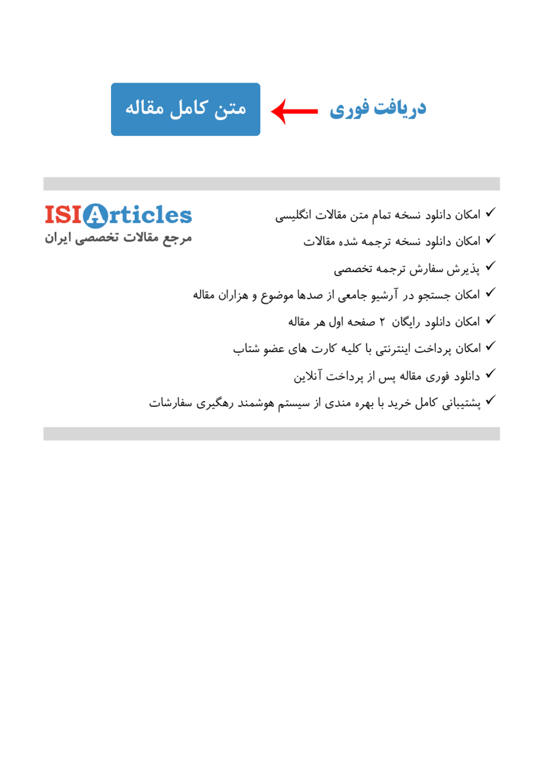دریافت فوری ← **متن کامل مقاله**

**ISIArticles**
مرجع مقالات تخصصی ایران

- ✓ امکان دانلود نسخه تمام متن مقالات انگلیسی
- ✓ امکان دانلود نسخه ترجمه شده مقالات
- ✓ پذیرش سفارش ترجمه تخصصی
- ✓ امکان جستجو در آرشیو جامعی از صدها موضوع و هزاران مقاله
- ✓ امکان دانلود رایگان ۲ صفحه اول هر مقاله
- ✓ امکان پرداخت اینترنتی با کلیه کارت های عضو شتاب
- ✓ دانلود فوری مقاله پس از پرداخت آنلاین
- ✓ پشتیبانی کامل خرید با بهره مندی از سیستم هوشمند رهگیری سفارشات